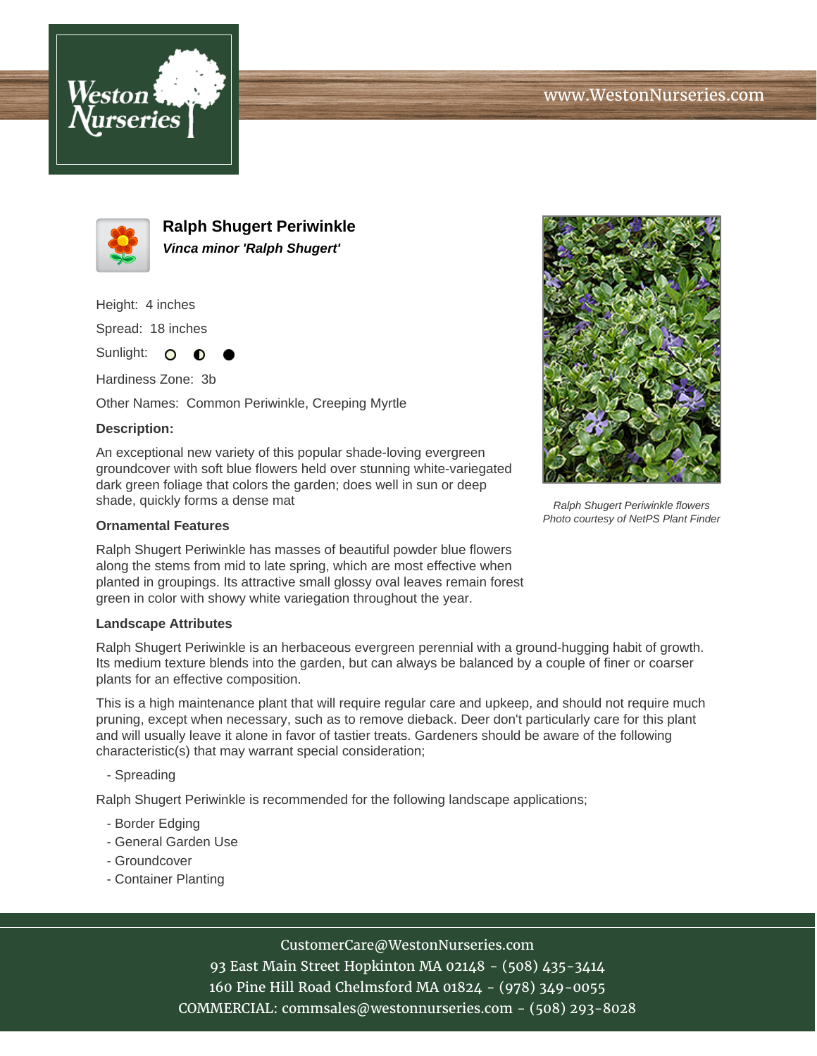# Ralph Shugert Periwinkle

***Vinca minor 'Ralph Shugert'***

Height: 4 inches

Spread: 18 inches

Sunlight: ○ ◐ ●

Hardiness Zone: 3b

Other Names: Common Periwinkle, Creeping Myrtle

**Description:**

An exceptional new variety of this popular shade-loving evergreen groundcover with soft blue flowers held over stunning white-variegated dark green foliage that colors the garden; does well in sun or deep shade, quickly forms a dense mat

*Ralph Shugert Periwinkle flowers*
*Photo courtesy of NetPS Plant Finder*

**Ornamental Features**

Ralph Shugert Periwinkle has masses of beautiful powder blue flowers along the stems from mid to late spring, which are most effective when planted in groupings. Its attractive small glossy oval leaves remain forest green in color with showy white variegation throughout the year.

**Landscape Attributes**

Ralph Shugert Periwinkle is an herbaceous evergreen perennial with a ground-hugging habit of growth. Its medium texture blends into the garden, but can always be balanced by a couple of finer or coarser plants for an effective composition.

This is a high maintenance plant that will require regular care and upkeep, and should not require much pruning, except when necessary, such as to remove dieback. Deer don't particularly care for this plant and will usually leave it alone in favor of tastier treats. Gardeners should be aware of the following characteristic(s) that may warrant special consideration;

- Spreading

Ralph Shugert Periwinkle is recommended for the following landscape applications;

- Border Edging
- General Garden Use
- Groundcover
- Container Planting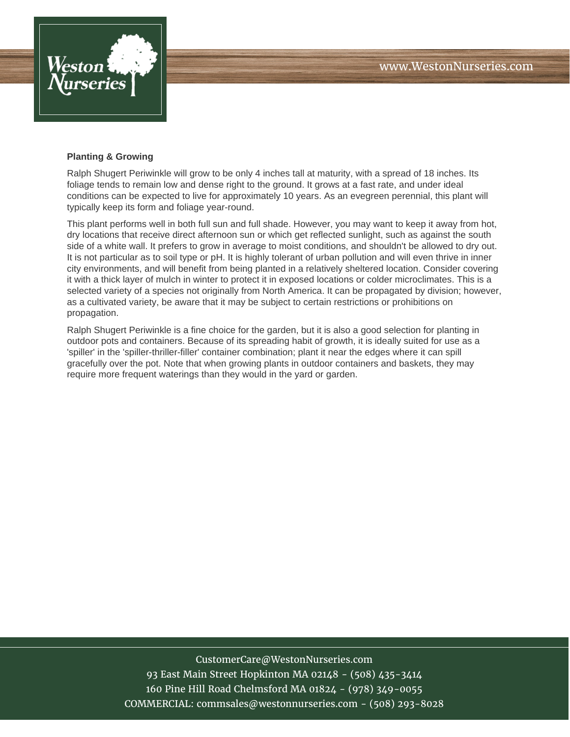**Planting & Growing**

Ralph Shugert Periwinkle will grow to be only 4 inches tall at maturity, with a spread of 18 inches. Its foliage tends to remain low and dense right to the ground. It grows at a fast rate, and under ideal conditions can be expected to live for approximately 10 years. As an evegreen perennial, this plant will typically keep its form and foliage year-round.

This plant performs well in both full sun and full shade. However, you may want to keep it away from hot, dry locations that receive direct afternoon sun or which get reflected sunlight, such as against the south side of a white wall. It prefers to grow in average to moist conditions, and shouldn't be allowed to dry out. It is not particular as to soil type or pH. It is highly tolerant of urban pollution and will even thrive in inner city environments, and will benefit from being planted in a relatively sheltered location. Consider covering it with a thick layer of mulch in winter to protect it in exposed locations or colder microclimates. This is a selected variety of a species not originally from North America. It can be propagated by division; however, as a cultivated variety, be aware that it may be subject to certain restrictions or prohibitions on propagation.

Ralph Shugert Periwinkle is a fine choice for the garden, but it is also a good selection for planting in outdoor pots and containers. Because of its spreading habit of growth, it is ideally suited for use as a 'spiller' in the 'spiller-thriller-filler' container combination; plant it near the edges where it can spill gracefully over the pot. Note that when growing plants in outdoor containers and baskets, they may require more frequent waterings than they would in the yard or garden.